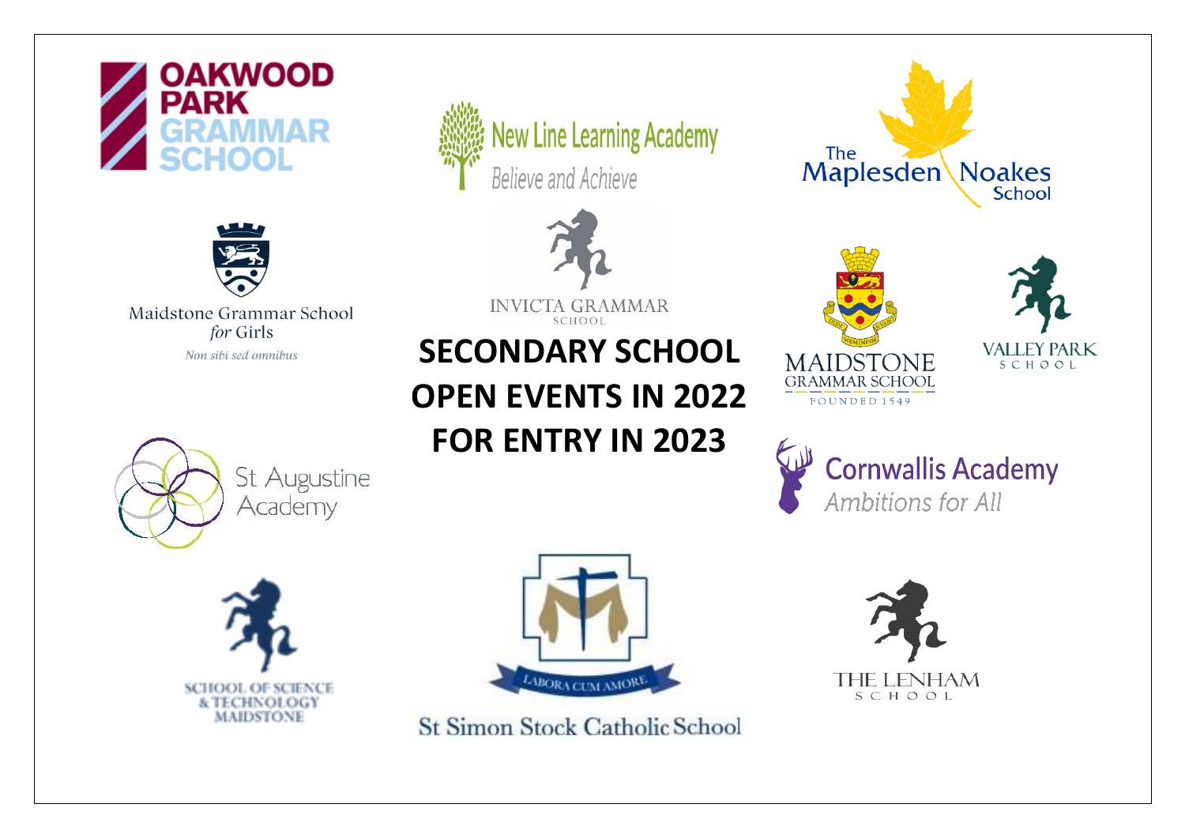OAKWOOD PARK GRAMMAR SCHOOL

New Line Learning Academy
*Believe and Achieve*

The Maplesden Noakes School

Maidstone Grammar School *for* Girls
*Non sibi sed omnibus*

INVICTA GRAMMAR SCHOOL

# SECONDARY SCHOOL OPEN EVENTS IN 2022 FOR ENTRY IN 2023

MAIDSTONE GRAMMAR SCHOOL
FOUNDED 1549

VALLEY PARK SCHOOL

St Augustine Academy

Cornwallis Academy
*Ambitions for All*

SCHOOL OF SCIENCE & TECHNOLOGY MAIDSTONE

LABORA CUM AMORE
St Simon Stock Catholic School

THE LENHAM SCHOOL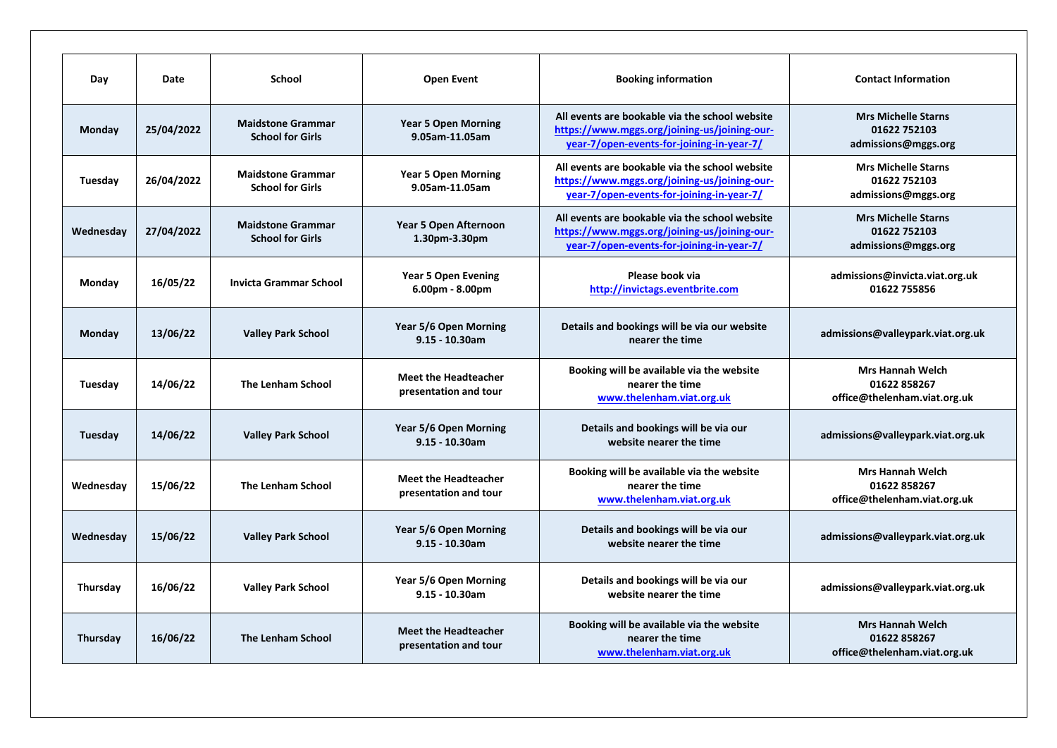| Day | Date | School | Open Event | Booking information | Contact Information |
|---|---|---|---|---|---|
| **Monday** | **25/04/2022** | **Maidstone Grammar School for Girls** | **Year 5 Open Morning 9.05am-11.05am** | **All events are bookable via the school website https://www.mggs.org/joining-us/joining-our-year-7/open-events-for-joining-in-year-7/** | **Mrs Michelle Starns 01622 752103 admissions@mggs.org** |
| **Tuesday** | **26/04/2022** | **Maidstone Grammar School for Girls** | **Year 5 Open Morning 9.05am-11.05am** | **All events are bookable via the school website https://www.mggs.org/joining-us/joining-our-year-7/open-events-for-joining-in-year-7/** | **Mrs Michelle Starns 01622 752103 admissions@mggs.org** |
| **Wednesday** | **27/04/2022** | **Maidstone Grammar School for Girls** | **Year 5 Open Afternoon 1.30pm-3.30pm** | **All events are bookable via the school website https://www.mggs.org/joining-us/joining-our-year-7/open-events-for-joining-in-year-7/** | **Mrs Michelle Starns 01622 752103 admissions@mggs.org** |
| **Monday** | **16/05/22** | **Invicta Grammar School** | **Year 5 Open Evening 6.00pm - 8.00pm** | **Please book via http://invictags.eventbrite.com** | **admissions@invicta.viat.org.uk 01622 755856** |
| **Monday** | **13/06/22** | **Valley Park School** | **Year 5/6 Open Morning 9.15 - 10.30am** | **Details and bookings will be via our website nearer the time** | **admissions@valleypark.viat.org.uk** |
| **Tuesday** | **14/06/22** | **The Lenham School** | **Meet the Headteacher presentation and tour** | **Booking will be available via the website nearer the time www.thelenham.viat.org.uk** | **Mrs Hannah Welch 01622 858267 office@thelenham.viat.org.uk** |
| **Tuesday** | **14/06/22** | **Valley Park School** | **Year 5/6 Open Morning 9.15 - 10.30am** | **Details and bookings will be via our website nearer the time** | **admissions@valleypark.viat.org.uk** |
| **Wednesday** | **15/06/22** | **The Lenham School** | **Meet the Headteacher presentation and tour** | **Booking will be available via the website nearer the time www.thelenham.viat.org.uk** | **Mrs Hannah Welch 01622 858267 office@thelenham.viat.org.uk** |
| **Wednesday** | **15/06/22** | **Valley Park School** | **Year 5/6 Open Morning 9.15 - 10.30am** | **Details and bookings will be via our website nearer the time** | **admissions@valleypark.viat.org.uk** |
| **Thursday** | **16/06/22** | **Valley Park School** | **Year 5/6 Open Morning 9.15 - 10.30am** | **Details and bookings will be via our website nearer the time** | **admissions@valleypark.viat.org.uk** |
| **Thursday** | **16/06/22** | **The Lenham School** | **Meet the Headteacher presentation and tour** | **Booking will be available via the website nearer the time www.thelenham.viat.org.uk** | **Mrs Hannah Welch 01622 858267 office@thelenham.viat.org.uk** |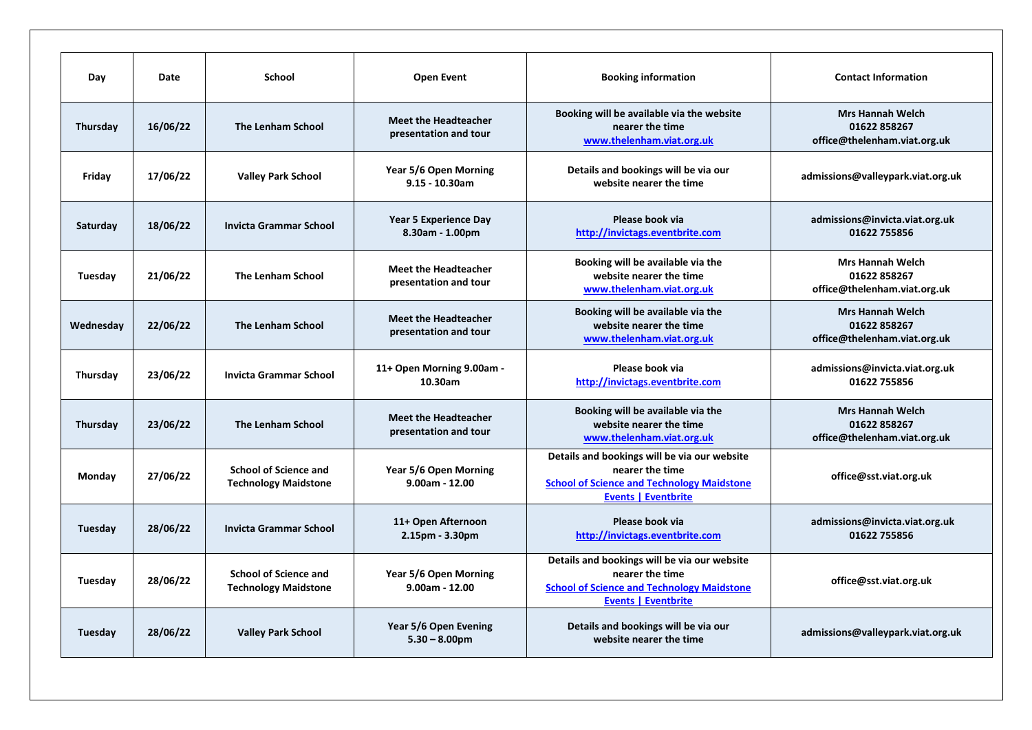| Day | Date | School | Open Event | Booking information | Contact Information |
|---|---|---|---|---|---|
| **Thursday** | **16/06/22** | **The Lenham School** | **Meet the Headteacher presentation and tour** | **Booking will be available via the website nearer the time [www.thelenham.viat.org.uk](www.thelenham.viat.org.uk)** | **Mrs Hannah Welch 01622 858267 office@thelenham.viat.org.uk** |
| **Friday** | **17/06/22** | **Valley Park School** | **Year 5/6 Open Morning 9.15 - 10.30am** | **Details and bookings will be via our website nearer the time** | **admissions@valleypark.viat.org.uk** |
| **Saturday** | **18/06/22** | **Invicta Grammar School** | **Year 5 Experience Day 8.30am - 1.00pm** | **Please book via [http://invictags.eventbrite.com](http://invictags.eventbrite.com)** | **admissions@invicta.viat.org.uk 01622 755856** |
| **Tuesday** | **21/06/22** | **The Lenham School** | **Meet the Headteacher presentation and tour** | **Booking will be available via the website nearer the time [www.thelenham.viat.org.uk](www.thelenham.viat.org.uk)** | **Mrs Hannah Welch 01622 858267 office@thelenham.viat.org.uk** |
| **Wednesday** | **22/06/22** | **The Lenham School** | **Meet the Headteacher presentation and tour** | **Booking will be available via the website nearer the time [www.thelenham.viat.org.uk](www.thelenham.viat.org.uk)** | **Mrs Hannah Welch 01622 858267 office@thelenham.viat.org.uk** |
| **Thursday** | **23/06/22** | **Invicta Grammar School** | **11+ Open Morning 9.00am - 10.30am** | **Please book via [http://invictags.eventbrite.com](http://invictags.eventbrite.com)** | **admissions@invicta.viat.org.uk 01622 755856** |
| **Thursday** | **23/06/22** | **The Lenham School** | **Meet the Headteacher presentation and tour** | **Booking will be available via the website nearer the time [www.thelenham.viat.org.uk](www.thelenham.viat.org.uk)** | **Mrs Hannah Welch 01622 858267 office@thelenham.viat.org.uk** |
| **Monday** | **27/06/22** | **School of Science and Technology Maidstone** | **Year 5/6 Open Morning 9.00am - 12.00** | **Details and bookings will be via our website nearer the time School of Science and Technology Maidstone Events \| Eventbrite** | **office@sst.viat.org.uk** |
| **Tuesday** | **28/06/22** | **Invicta Grammar School** | **11+ Open Afternoon 2.15pm - 3.30pm** | **Please book via [http://invictags.eventbrite.com](http://invictags.eventbrite.com)** | **admissions@invicta.viat.org.uk 01622 755856** |
| **Tuesday** | **28/06/22** | **School of Science and Technology Maidstone** | **Year 5/6 Open Morning 9.00am - 12.00** | **Details and bookings will be via our website nearer the time School of Science and Technology Maidstone Events \| Eventbrite** | **office@sst.viat.org.uk** |
| **Tuesday** | **28/06/22** | **Valley Park School** | **Year 5/6 Open Evening 5.30 – 8.00pm** | **Details and bookings will be via our website nearer the time** | **admissions@valleypark.viat.org.uk** |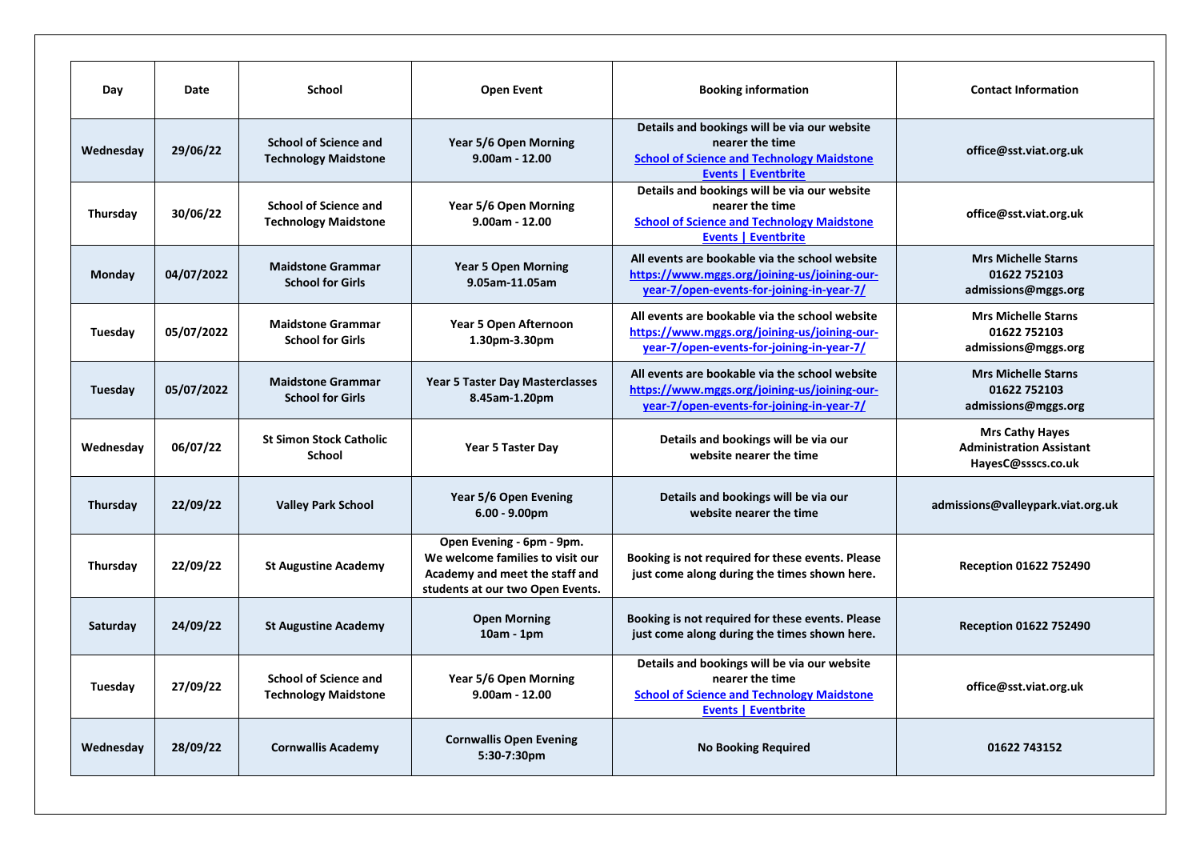| Day | Date | School | Open Event | Booking information | Contact Information |
|---|---|---|---|---|---|
| Wednesday | 29/06/22 | School of Science and Technology Maidstone | Year 5/6 Open Morning 9.00am - 12.00 | Details and bookings will be via our website nearer the time School of Science and Technology Maidstone Events \| Eventbrite | office@sst.viat.org.uk |
| Thursday | 30/06/22 | School of Science and Technology Maidstone | Year 5/6 Open Morning 9.00am - 12.00 | Details and bookings will be via our website nearer the time School of Science and Technology Maidstone Events \| Eventbrite | office@sst.viat.org.uk |
| Monday | 04/07/2022 | Maidstone Grammar School for Girls | Year 5 Open Morning 9.05am-11.05am | All events are bookable via the school website https://www.mggs.org/joining-us/joining-our-year-7/open-events-for-joining-in-year-7/ | Mrs Michelle Starns 01622 752103 admissions@mggs.org |
| Tuesday | 05/07/2022 | Maidstone Grammar School for Girls | Year 5 Open Afternoon 1.30pm-3.30pm | All events are bookable via the school website https://www.mggs.org/joining-us/joining-our-year-7/open-events-for-joining-in-year-7/ | Mrs Michelle Starns 01622 752103 admissions@mggs.org |
| Tuesday | 05/07/2022 | Maidstone Grammar School for Girls | Year 5 Taster Day Masterclasses 8.45am-1.20pm | All events are bookable via the school website https://www.mggs.org/joining-us/joining-our-year-7/open-events-for-joining-in-year-7/ | Mrs Michelle Starns 01622 752103 admissions@mggs.org |
| Wednesday | 06/07/22 | St Simon Stock Catholic School | Year 5 Taster Day | Details and bookings will be via our website nearer the time | Mrs Cathy Hayes Administration Assistant HayesC@ssscs.co.uk |
| Thursday | 22/09/22 | Valley Park School | Year 5/6 Open Evening 6.00 - 9.00pm | Details and bookings will be via our website nearer the time | admissions@valleypark.viat.org.uk |
| Thursday | 22/09/22 | St Augustine Academy | Open Evening - 6pm - 9pm. We welcome families to visit our Academy and meet the staff and students at our two Open Events. | Booking is not required for these events. Please just come along during the times shown here. | Reception 01622 752490 |
| Saturday | 24/09/22 | St Augustine Academy | Open Morning 10am - 1pm | Booking is not required for these events. Please just come along during the times shown here. | Reception 01622 752490 |
| Tuesday | 27/09/22 | School of Science and Technology Maidstone | Year 5/6 Open Morning 9.00am - 12.00 | Details and bookings will be via our website nearer the time School of Science and Technology Maidstone Events \| Eventbrite | office@sst.viat.org.uk |
| Wednesday | 28/09/22 | Cornwallis Academy | Cornwallis Open Evening 5:30-7:30pm | No Booking Required | 01622 743152 |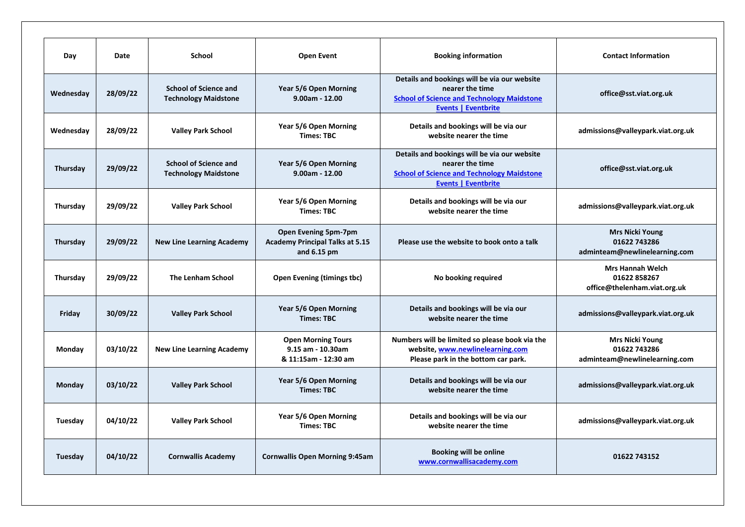| Day | Date | School | Open Event | Booking information | Contact Information |
|---|---|---|---|---|---|
| **Wednesday** | **28/09/22** | **School of Science and Technology Maidstone** | **Year 5/6 Open Morning 9.00am - 12.00** | **Details and bookings will be via our website nearer the time [School of Science and Technology Maidstone Events \| Eventbrite]** | **office@sst.viat.org.uk** |
| **Wednesday** | **28/09/22** | **Valley Park School** | **Year 5/6 Open Morning Times: TBC** | **Details and bookings will be via our website nearer the time** | **admissions@valleypark.viat.org.uk** |
| **Thursday** | **29/09/22** | **School of Science and Technology Maidstone** | **Year 5/6 Open Morning 9.00am - 12.00** | **Details and bookings will be via our website nearer the time [School of Science and Technology Maidstone Events \| Eventbrite]** | **office@sst.viat.org.uk** |
| **Thursday** | **29/09/22** | **Valley Park School** | **Year 5/6 Open Morning Times: TBC** | **Details and bookings will be via our website nearer the time** | **admissions@valleypark.viat.org.uk** |
| **Thursday** | **29/09/22** | **New Line Learning Academy** | **Open Evening 5pm-7pm Academy Principal Talks at 5.15 and 6.15 pm** | **Please use the website to book onto a talk** | **Mrs Nicki Young 01622 743286 adminteam@newlinelearning.com** |
| **Thursday** | **29/09/22** | **The Lenham School** | **Open Evening (timings tbc)** | **No booking required** | **Mrs Hannah Welch 01622 858267 office@thelenham.viat.org.uk** |
| **Friday** | **30/09/22** | **Valley Park School** | **Year 5/6 Open Morning Times: TBC** | **Details and bookings will be via our website nearer the time** | **admissions@valleypark.viat.org.uk** |
| **Monday** | **03/10/22** | **New Line Learning Academy** | **Open Morning Tours 9.15 am - 10.30am & 11:15am - 12:30 am** | **Numbers will be limited so please book via the website, www.newlinelearning.com Please park in the bottom car park.** | **Mrs Nicki Young 01622 743286 adminteam@newlinelearning.com** |
| **Monday** | **03/10/22** | **Valley Park School** | **Year 5/6 Open Morning Times: TBC** | **Details and bookings will be via our website nearer the time** | **admissions@valleypark.viat.org.uk** |
| **Tuesday** | **04/10/22** | **Valley Park School** | **Year 5/6 Open Morning Times: TBC** | **Details and bookings will be via our website nearer the time** | **admissions@valleypark.viat.org.uk** |
| **Tuesday** | **04/10/22** | **Cornwallis Academy** | **Cornwallis Open Morning 9:45am** | **Booking will be online www.cornwallisacademy.com** | **01622 743152** |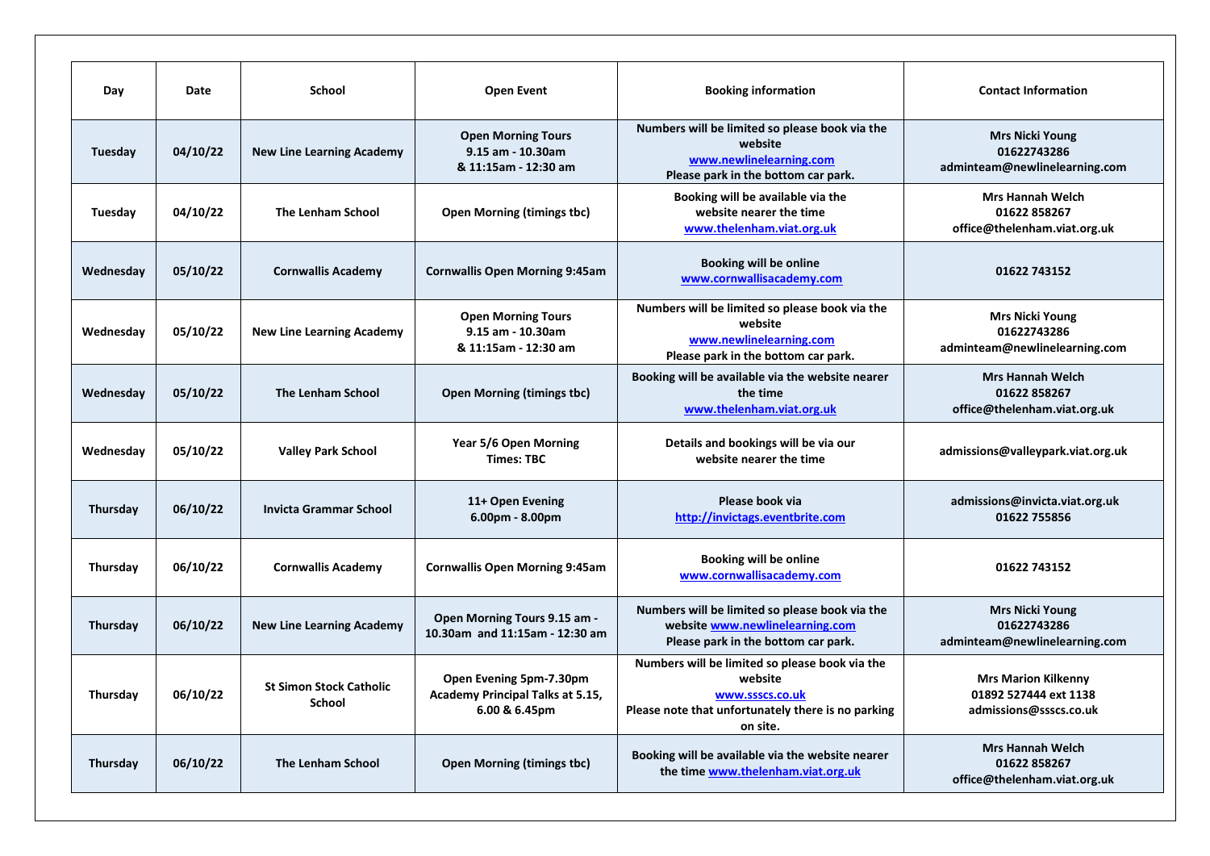| Day | Date | School | Open Event | Booking information | Contact Information |
| --- | --- | --- | --- | --- | --- |
| **Tuesday** | **04/10/22** | **New Line Learning Academy** | **Open Morning Tours 9.15 am - 10.30am & 11:15am - 12:30 am** | **Numbers will be limited so please book via the website www.newlinelearning.com Please park in the bottom car park.** | **Mrs Nicki Young 01622743286 adminteam@newlinelearning.com** |
| **Tuesday** | **04/10/22** | **The Lenham School** | **Open Morning (timings tbc)** | **Booking will be available via the website nearer the time www.thelenham.viat.org.uk** | **Mrs Hannah Welch 01622 858267 office@thelenham.viat.org.uk** |
| **Wednesday** | **05/10/22** | **Cornwallis Academy** | **Cornwallis Open Morning 9:45am** | **Booking will be online www.cornwallisacademy.com** | **01622 743152** |
| **Wednesday** | **05/10/22** | **New Line Learning Academy** | **Open Morning Tours 9.15 am - 10.30am & 11:15am - 12:30 am** | **Numbers will be limited so please book via the website www.newlinelearning.com Please park in the bottom car park.** | **Mrs Nicki Young 01622743286 adminteam@newlinelearning.com** |
| **Wednesday** | **05/10/22** | **The Lenham School** | **Open Morning (timings tbc)** | **Booking will be available via the website nearer the time www.thelenham.viat.org.uk** | **Mrs Hannah Welch 01622 858267 office@thelenham.viat.org.uk** |
| **Wednesday** | **05/10/22** | **Valley Park School** | **Year 5/6 Open Morning Times: TBC** | **Details and bookings will be via our website nearer the time** | **admissions@valleypark.viat.org.uk** |
| **Thursday** | **06/10/22** | **Invicta Grammar School** | **11+ Open Evening 6.00pm - 8.00pm** | **Please book via http://invictags.eventbrite.com** | **admissions@invicta.viat.org.uk 01622 755856** |
| **Thursday** | **06/10/22** | **Cornwallis Academy** | **Cornwallis Open Morning 9:45am** | **Booking will be online www.cornwallisacademy.com** | **01622 743152** |
| **Thursday** | **06/10/22** | **New Line Learning Academy** | **Open Morning Tours 9.15 am - 10.30am and 11:15am - 12:30 am** | **Numbers will be limited so please book via the website www.newlinelearning.com Please park in the bottom car park.** | **Mrs Nicki Young 01622743286 adminteam@newlinelearning.com** |
| **Thursday** | **06/10/22** | **St Simon Stock Catholic School** | **Open Evening 5pm-7.30pm Academy Principal Talks at 5.15, 6.00 & 6.45pm** | **Numbers will be limited so please book via the website www.ssscs.co.uk Please note that unfortunately there is no parking on site.** | **Mrs Marion Kilkenny 01892 527444 ext 1138 admissions@ssscs.co.uk** |
| **Thursday** | **06/10/22** | **The Lenham School** | **Open Morning (timings tbc)** | **Booking will be available via the website nearer the time www.thelenham.viat.org.uk** | **Mrs Hannah Welch 01622 858267 office@thelenham.viat.org.uk** |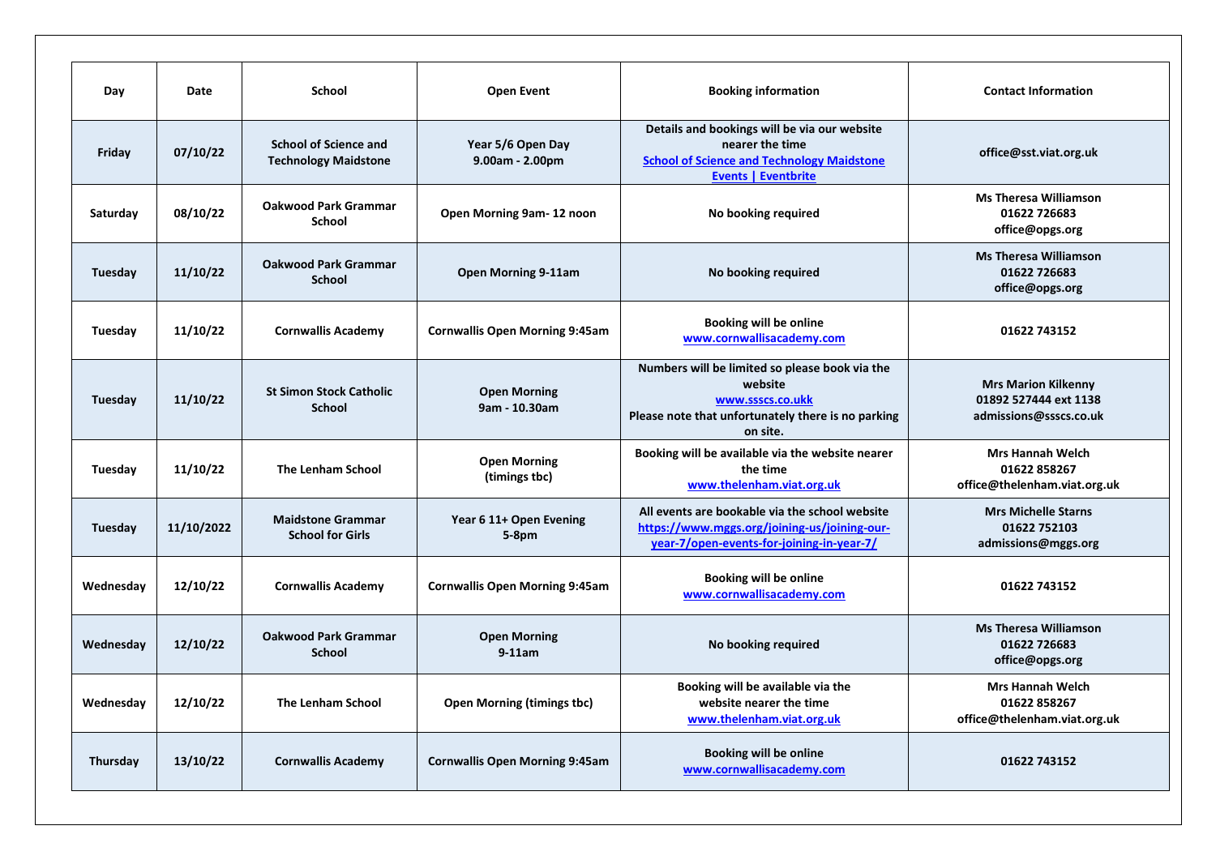| Day | Date | School | Open Event | Booking information | Contact Information |
|---|---|---|---|---|---|
| **Friday** | **07/10/22** | **School of Science and Technology Maidstone** | **Year 5/6 Open Day 9.00am - 2.00pm** | **Details and bookings will be via our website nearer the time [School of Science and Technology Maidstone Events \| Eventbrite]** | **office@sst.viat.org.uk** |
| **Saturday** | **08/10/22** | **Oakwood Park Grammar School** | **Open Morning 9am- 12 noon** | **No booking required** | **Ms Theresa Williamson 01622 726683 office@opgs.org** |
| **Tuesday** | **11/10/22** | **Oakwood Park Grammar School** | **Open Morning 9-11am** | **No booking required** | **Ms Theresa Williamson 01622 726683 office@opgs.org** |
| **Tuesday** | **11/10/22** | **Cornwallis Academy** | **Cornwallis Open Morning 9:45am** | **Booking will be online www.cornwallisacademy.com** | **01622 743152** |
| **Tuesday** | **11/10/22** | **St Simon Stock Catholic School** | **Open Morning 9am - 10.30am** | **Numbers will be limited so please book via the website www.ssscs.co.ukk Please note that unfortunately there is no parking on site.** | **Mrs Marion Kilkenny 01892 527444 ext 1138 admissions@ssscs.co.uk** |
| **Tuesday** | **11/10/22** | **The Lenham School** | **Open Morning (timings tbc)** | **Booking will be available via the website nearer the time www.thelenham.viat.org.uk** | **Mrs Hannah Welch 01622 858267 office@thelenham.viat.org.uk** |
| **Tuesday** | **11/10/2022** | **Maidstone Grammar School for Girls** | **Year 6 11+ Open Evening 5-8pm** | **All events are bookable via the school website https://www.mggs.org/joining-us/joining-our-year-7/open-events-for-joining-in-year-7/** | **Mrs Michelle Starns 01622 752103 admissions@mggs.org** |
| **Wednesday** | **12/10/22** | **Cornwallis Academy** | **Cornwallis Open Morning 9:45am** | **Booking will be online www.cornwallisacademy.com** | **01622 743152** |
| **Wednesday** | **12/10/22** | **Oakwood Park Grammar School** | **Open Morning 9-11am** | **No booking required** | **Ms Theresa Williamson 01622 726683 office@opgs.org** |
| **Wednesday** | **12/10/22** | **The Lenham School** | **Open Morning (timings tbc)** | **Booking will be available via the website nearer the time www.thelenham.viat.org.uk** | **Mrs Hannah Welch 01622 858267 office@thelenham.viat.org.uk** |
| **Thursday** | **13/10/22** | **Cornwallis Academy** | **Cornwallis Open Morning 9:45am** | **Booking will be online www.cornwallisacademy.com** | **01622 743152** |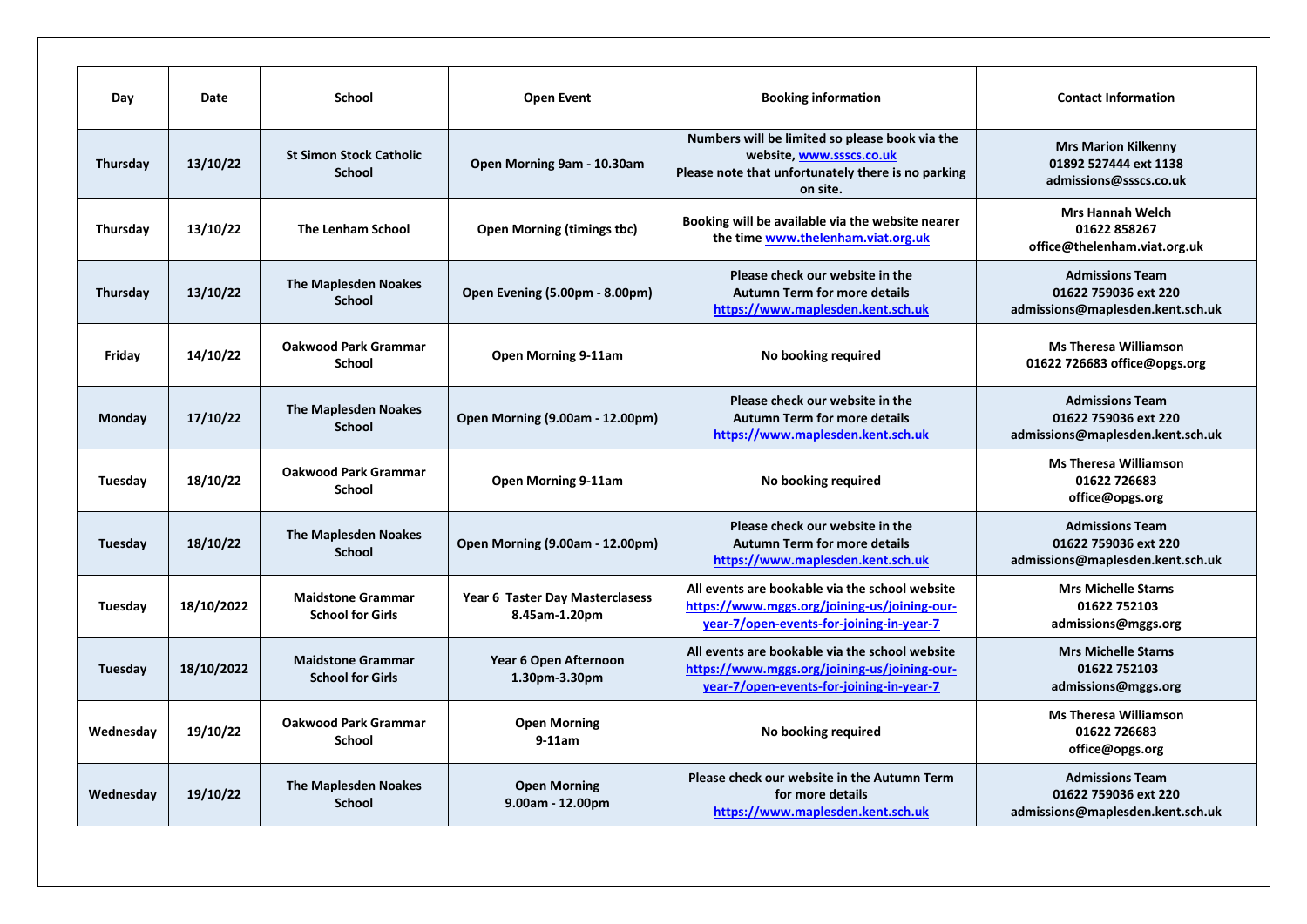| Day | Date | School | Open Event | Booking information | Contact Information |
|---|---|---|---|---|---|
| Thursday | 13/10/22 | St Simon Stock Catholic School | Open Morning 9am - 10.30am | Numbers will be limited so please book via the website, www.ssscs.co.uk Please note that unfortunately there is no parking on site. | Mrs Marion Kilkenny 01892 527444 ext 1138 admissions@ssscs.co.uk |
| Thursday | 13/10/22 | The Lenham School | Open Morning (timings tbc) | Booking will be available via the website nearer the time www.thelenham.viat.org.uk | Mrs Hannah Welch 01622 858267 office@thelenham.viat.org.uk |
| Thursday | 13/10/22 | The Maplesden Noakes School | Open Evening (5.00pm - 8.00pm) | Please check our website in the Autumn Term for more details https://www.maplesden.kent.sch.uk | Admissions Team 01622 759036 ext 220 admissions@maplesden.kent.sch.uk |
| Friday | 14/10/22 | Oakwood Park Grammar School | Open Morning 9-11am | No booking required | Ms Theresa Williamson 01622 726683 office@opgs.org |
| Monday | 17/10/22 | The Maplesden Noakes School | Open Morning (9.00am - 12.00pm) | Please check our website in the Autumn Term for more details https://www.maplesden.kent.sch.uk | Admissions Team 01622 759036 ext 220 admissions@maplesden.kent.sch.uk |
| Tuesday | 18/10/22 | Oakwood Park Grammar School | Open Morning 9-11am | No booking required | Ms Theresa Williamson 01622 726683 office@opgs.org |
| Tuesday | 18/10/22 | The Maplesden Noakes School | Open Morning (9.00am - 12.00pm) | Please check our website in the Autumn Term for more details https://www.maplesden.kent.sch.uk | Admissions Team 01622 759036 ext 220 admissions@maplesden.kent.sch.uk |
| Tuesday | 18/10/2022 | Maidstone Grammar School for Girls | Year 6 Taster Day Masterclasess 8.45am-1.20pm | All events are bookable via the school website https://www.mggs.org/joining-us/joining-our-year-7/open-events-for-joining-in-year-7 | Mrs Michelle Starns 01622 752103 admissions@mggs.org |
| Tuesday | 18/10/2022 | Maidstone Grammar School for Girls | Year 6 Open Afternoon 1.30pm-3.30pm | All events are bookable via the school website https://www.mggs.org/joining-us/joining-our-year-7/open-events-for-joining-in-year-7 | Mrs Michelle Starns 01622 752103 admissions@mggs.org |
| Wednesday | 19/10/22 | Oakwood Park Grammar School | Open Morning 9-11am | No booking required | Ms Theresa Williamson 01622 726683 office@opgs.org |
| Wednesday | 19/10/22 | The Maplesden Noakes School | Open Morning 9.00am - 12.00pm | Please check our website in the Autumn Term for more details https://www.maplesden.kent.sch.uk | Admissions Team 01622 759036 ext 220 admissions@maplesden.kent.sch.uk |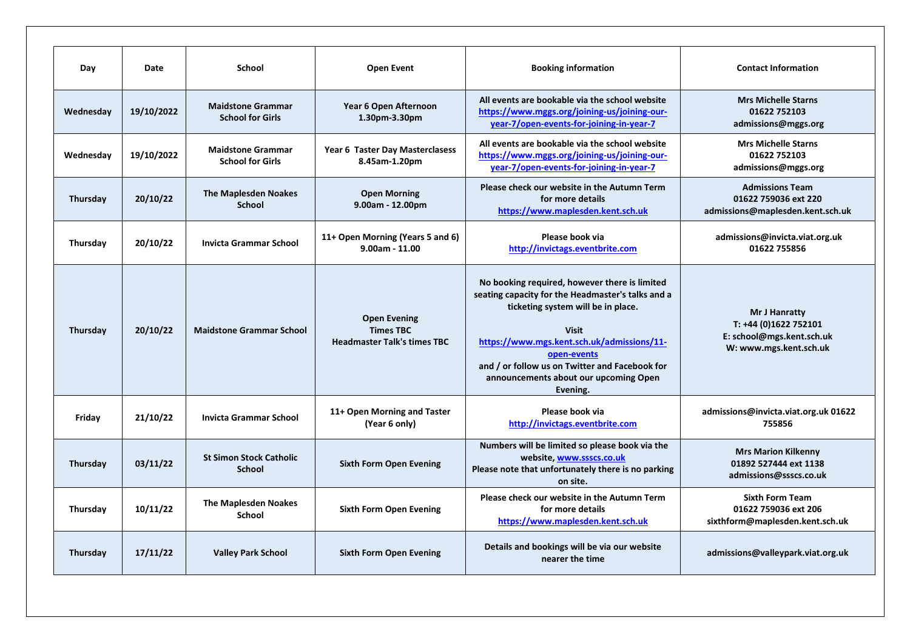| Day | Date | School | Open Event | Booking information | Contact Information |
|---|---|---|---|---|---|
| Wednesday | 19/10/2022 | Maidstone Grammar School for Girls | Year 6 Open Afternoon 1.30pm-3.30pm | All events are bookable via the school website https://www.mggs.org/joining-us/joining-our-year-7/open-events-for-joining-in-year-7 | Mrs Michelle Starns 01622 752103 admissions@mggs.org |
| Wednesday | 19/10/2022 | Maidstone Grammar School for Girls | Year 6 Taster Day Masterclasess 8.45am-1.20pm | All events are bookable via the school website https://www.mggs.org/joining-us/joining-our-year-7/open-events-for-joining-in-year-7 | Mrs Michelle Starns 01622 752103 admissions@mggs.org |
| Thursday | 20/10/22 | The Maplesden Noakes School | Open Morning 9.00am - 12.00pm | Please check our website in the Autumn Term for more details https://www.maplesden.kent.sch.uk | Admissions Team 01622 759036 ext 220 admissions@maplesden.kent.sch.uk |
| Thursday | 20/10/22 | Invicta Grammar School | 11+ Open Morning (Years 5 and 6) 9.00am - 11.00 | Please book via http://invictags.eventbrite.com | admissions@invicta.viat.org.uk 01622 755856 |
| Thursday | 20/10/22 | Maidstone Grammar School | Open Evening Times TBC Headmaster Talk's times TBC | No booking required, however there is limited seating capacity for the Headmaster's talks and a ticketing system will be in place. Visit https://www.mgs.kent.sch.uk/admissions/11-open-events and / or follow us on Twitter and Facebook for announcements about our upcoming Open Evening. | Mr J Hanratty T: +44 (0)1622 752101 E: school@mgs.kent.sch.uk W: www.mgs.kent.sch.uk |
| Friday | 21/10/22 | Invicta Grammar School | 11+ Open Morning and Taster (Year 6 only) | Please book via http://invictags.eventbrite.com | admissions@invicta.viat.org.uk 01622 755856 |
| Thursday | 03/11/22 | St Simon Stock Catholic School | Sixth Form Open Evening | Numbers will be limited so please book via the website, www.ssscs.co.uk Please note that unfortunately there is no parking on site. | Mrs Marion Kilkenny 01892 527444 ext 1138 admissions@ssscs.co.uk |
| Thursday | 10/11/22 | The Maplesden Noakes School | Sixth Form Open Evening | Please check our website in the Autumn Term for more details https://www.maplesden.kent.sch.uk | Sixth Form Team 01622 759036 ext 206 sixthform@maplesden.kent.sch.uk |
| Thursday | 17/11/22 | Valley Park School | Sixth Form Open Evening | Details and bookings will be via our website nearer the time | admissions@valleypark.viat.org.uk |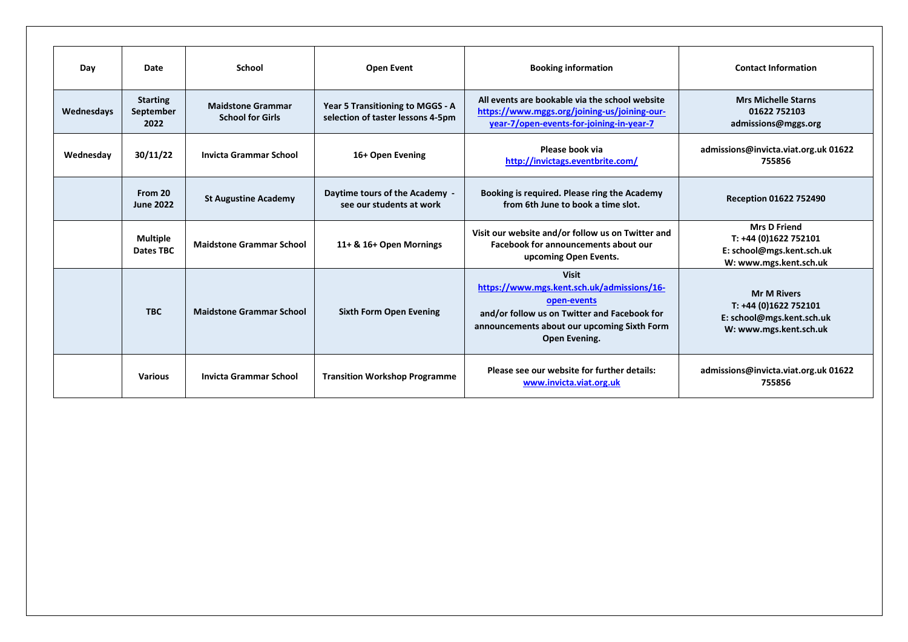| Day | Date | School | Open Event | Booking information | Contact Information |
|---|---|---|---|---|---|
| Wednesdays | Starting September 2022 | Maidstone Grammar School for Girls | Year 5 Transitioning to MGGS - A selection of taster lessons 4-5pm | All events are bookable via the school website https://www.mggs.org/joining-us/joining-our-year-7/open-events-for-joining-in-year-7 | Mrs Michelle Starns 01622 752103 admissions@mggs.org |
| Wednesday | 30/11/22 | Invicta Grammar School | 16+ Open Evening | Please book via http://invictags.eventbrite.com/ | admissions@invicta.viat.org.uk 01622 755856 |
| | From 20 June 2022 | St Augustine Academy | Daytime tours of the Academy - see our students at work | Booking is required. Please ring the Academy from 6th June to book a time slot. | Reception 01622 752490 |
| | Multiple Dates TBC | Maidstone Grammar School | 11+ & 16+ Open Mornings | Visit our website and/or follow us on Twitter and Facebook for announcements about our upcoming Open Events. | Mrs D Friend T: +44 (0)1622 752101 E: school@mgs.kent.sch.uk W: www.mgs.kent.sch.uk |
| | TBC | Maidstone Grammar School | Sixth Form Open Evening | Visit https://www.mgs.kent.sch.uk/admissions/16-open-events and/or follow us on Twitter and Facebook for announcements about our upcoming Sixth Form Open Evening. | Mr M Rivers T: +44 (0)1622 752101 E: school@mgs.kent.sch.uk W: www.mgs.kent.sch.uk |
| | Various | Invicta Grammar School | Transition Workshop Programme | Please see our website for further details: www.invicta.viat.org.uk | admissions@invicta.viat.org.uk 01622 755856 |